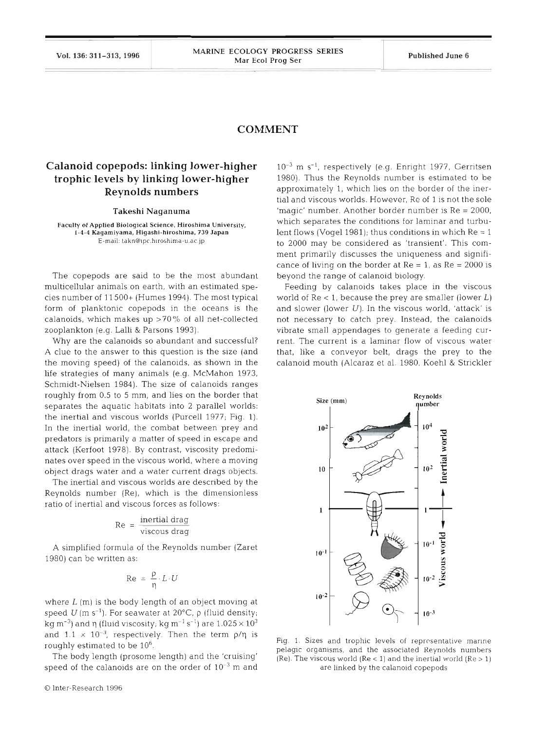## COMMENT

# Calanoid copepods: linking lower-higher trophic levels by linking lower-higher Reynolds numbers

**Takeshi Naganuma**

Faculty of Applied Biological Science, Hiroshima University, 1-4-4 Kagamiyama, Higashi-hiroshima, 739 Japan
E-mail: takn@ipc.hiroshima-u.ac.jp

The copepods are said to be the most abundant multicellular animals on earth, with an estimated species number of 11500+ (Humes 1994). The most typical form of planktonic copepods in the oceans is the calanoids, which makes up >70% of all net-collected zooplankton (e.g. Lalli & Parsons 1993).

Why are the calanoids so abundant and successful? A clue to the answer to this question is the size (and the moving speed) of the calanoids, as shown in the life strategies of many animals (e.g. McMahon 1973, Schmidt-Nielsen 1984). The size of calanoids ranges roughly from 0.5 to 5 mm, and lies on the border that separates the aquatic habitats into 2 parallel worlds: the inertial and viscous worlds (Purcell 1977; Fig. 1). In the inertial world, the combat between prey and predators is primarily a matter of speed in escape and attack (Kerfoot 1978). By contrast, viscosity predominates over speed in the viscous world, where a moving object drags water and a water current drags objects.

The inertial and viscous worlds are described by the Reynolds number (Re), which is the dimensionless ratio of inertial and viscous forces as follows:

$$\mathrm{Re} = \frac{\text{inertial drag}}{\text{viscous drag}}$$

A simplified formula of the Reynolds number (Zaret 1980) can be written as:

$$\mathrm{Re} = \frac{\rho}{\eta} \cdot L \cdot U$$

where $L$ (m) is the body length of an object moving at speed $U$ (m $s^{-1}$). For seawater at 20°C, $\rho$ (fluid density; kg $m^{-3}$) and $\eta$ (fluid viscosity; kg $m^{-1}$ $s^{-1}$) are $1.025 \times 10^3$ and $1.1 \times 10^{-3}$, respectively. Then the term $\rho/\eta$ is roughly estimated to be $10^6$.

The body length (prosome length) and the 'cruising' speed of the calanoids are on the order of $10^{-3}$ m and $10^{-3}$ m $s^{-1}$, respectively (e.g. Enright 1977, Gerritsen 1980). Thus the Reynolds number is estimated to be approximately 1, which lies on the border of the inertial and viscous worlds. However, Re of 1 is not the sole 'magic' number. Another border number is Re = 2000, which separates the conditions for laminar and turbulent flows (Vogel 1981); thus conditions in which Re = 1 to 2000 may be considered as 'transient'. This comment primarily discusses the uniqueness and significance of living on the border at Re = 1, as Re = 2000 is beyond the range of calanoid biology.

Feeding by calanoids takes place in the viscous world of Re < 1, because the prey are smaller (lower $L$) and slower (lower $U$). In the viscous world, 'attack' is not necessary to catch prey. Instead, the calanoids vibrate small appendages to generate a feeding current. The current is a laminar flow of viscous water that, like a conveyor belt, drags the prey to the calanoid mouth (Alcaraz et al. 1980, Koehl & Strickler

Fig. 1. Sizes and trophic levels of representative marine pelagic organisms, and the associated Reynolds numbers (Re). The viscous world (Re < 1) and the inertial world (Re > 1) are linked by the calanoid copepods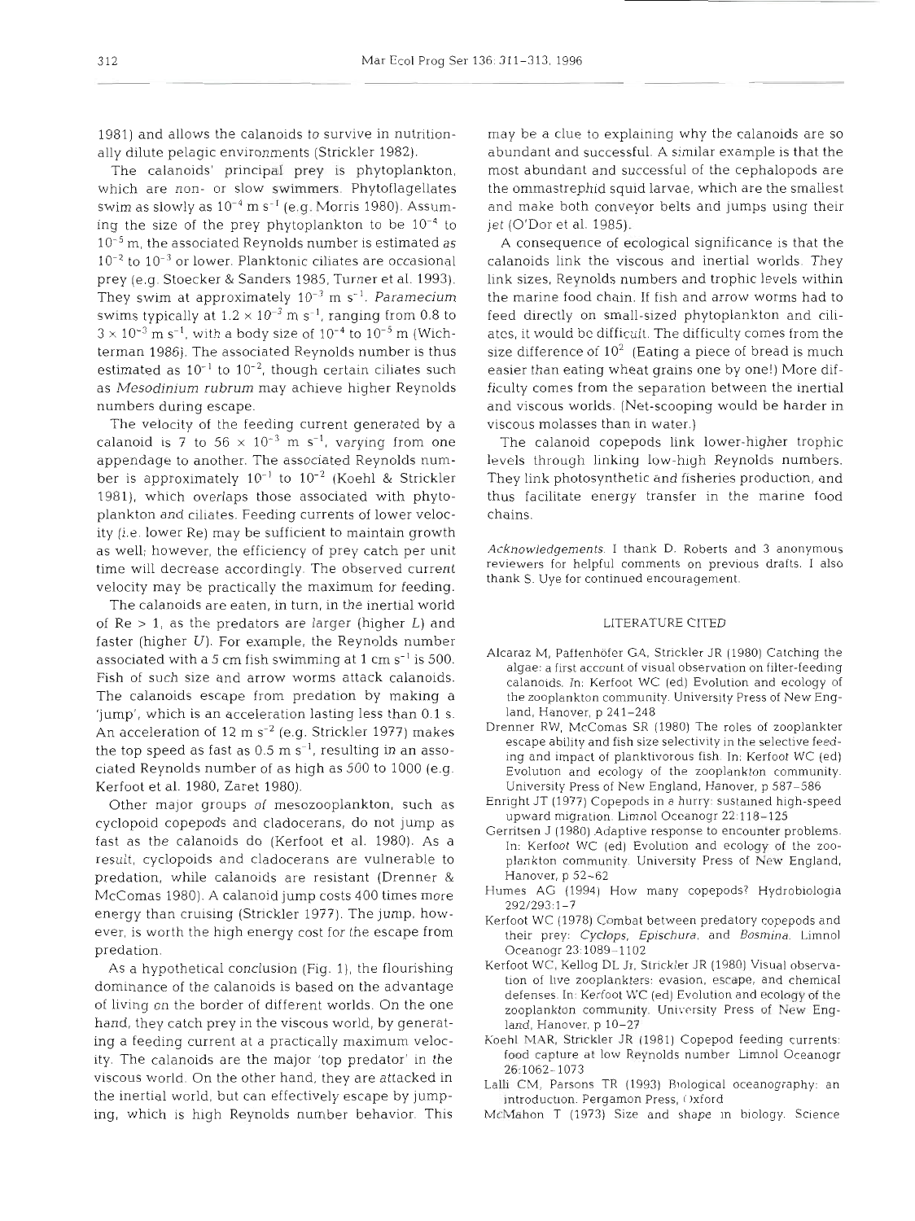1981) and allows the calanoids to survive in nutritionally dilute pelagic environments (Strickler 1982).

The calanoids' principal prey is phytoplankton, which are non- or slow swimmers. Phytoflagellates swim as slowly as $10^{-4}$ m $s^{-1}$ (e.g. Morris 1980). Assuming the size of the prey phytoplankton to be $10^{-4}$ to $10^{-5}$ m, the associated Reynolds number is estimated as $10^{-2}$ to $10^{-3}$ or lower. Planktonic ciliates are occasional prey (e.g. Stoecker & Sanders 1985, Turner et al. 1993). They swim at approximately $10^{-3}$ m $s^{-1}$. *Paramecium* swims typically at $1.2 \times 10^{-3}$ m $s^{-1}$, ranging from 0.8 to $3 \times 10^{-3}$ m $s^{-1}$, with a body size of $10^{-4}$ to $10^{-5}$ m (Wichterman 1986). The associated Reynolds number is thus estimated as $10^{-1}$ to $10^{-2}$, though certain ciliates such as *Mesodinium rubrum* may achieve higher Reynolds numbers during escape.

The velocity of the feeding current generated by a calanoid is 7 to $56 \times 10^{-3}$ m $s^{-1}$, varying from one appendage to another. The associated Reynolds number is approximately $10^{-1}$ to $10^{-2}$ (Koehl & Strickler 1981), which overlaps those associated with phytoplankton and ciliates. Feeding currents of lower velocity (i.e. lower Re) may be sufficient to maintain growth as well; however, the efficiency of prey catch per unit time will decrease accordingly. The observed current velocity may be practically the maximum for feeding.

The calanoids are eaten, in turn, in the inertial world of Re > 1, as the predators are larger (higher $L$) and faster (higher $U$). For example, the Reynolds number associated with a 5 cm fish swimming at 1 cm $s^{-1}$ is 500. Fish of such size and arrow worms attack calanoids. The calanoids escape from predation by making a 'jump', which is an acceleration lasting less than 0.1 s. An acceleration of 12 m $s^{-2}$ (e.g. Strickler 1977) makes the top speed as fast as 0.5 m $s^{-1}$, resulting in an associated Reynolds number of as high as 500 to 1000 (e.g. Kerfoot et al. 1980, Zaret 1980).

Other major groups of mesozooplankton, such as cyclopoid copepods and cladocerans, do not jump as fast as the calanoids do (Kerfoot et al. 1980). As a result, cyclopoids and cladocerans are vulnerable to predation, while calanoids are resistant (Drenner & McComas 1980). A calanoid jump costs 400 times more energy than cruising (Strickler 1977). The jump, however, is worth the high energy cost for the escape from predation.

As a hypothetical conclusion (Fig. 1), the flourishing dominance of the calanoids is based on the advantage of living on the border of different worlds. On the one hand, they catch prey in the viscous world, by generating a feeding current at a practically maximum velocity. The calanoids are the major 'top predator' in the viscous world. On the other hand, they are attacked in the inertial world, but can effectively escape by jumping, which is high Reynolds number behavior. This may be a clue to explaining why the calanoids are so abundant and successful. A similar example is that the most abundant and successful of the cephalopods are the ommastrephid squid larvae, which are the smallest and make both conveyor belts and jumps using their jet (O'Dor et al. 1985).

A consequence of ecological significance is that the calanoids link the viscous and inertial worlds. They link sizes, Reynolds numbers and trophic levels within the marine food chain. If fish and arrow worms had to feed directly on small-sized phytoplankton and ciliates, it would be difficult. The difficulty comes from the size difference of $10^2$ (Eating a piece of bread is much easier than eating wheat grains one by one!) More difficulty comes from the separation between the inertial and viscous worlds. (Net-scooping would be harder in viscous molasses than in water.)

The calanoid copepods link lower-higher trophic levels through linking low-high Reynolds numbers. They link photosynthetic and fisheries production, and thus facilitate energy transfer in the marine food chains.

*Acknowledgements.* I thank D. Roberts and 3 anonymous reviewers for helpful comments on previous drafts. I also thank S. Uye for continued encouragement.

## LITERATURE CITED

Alcaraz M, Paffenhöfer GA, Strickler JR (1980) Catching the algae: a first account of visual observation on filter-feeding calanoids. In: Kerfoot WC (ed) Evolution and ecology of the zooplankton community. University Press of New England, Hanover, p 241–248

Drenner RW, McComas SR (1980) The roles of zooplankter escape ability and fish size selectivity in the selective feeding and impact of planktivorous fish. In: Kerfoot WC (ed) Evolution and ecology of the zooplankton community. University Press of New England, Hanover, p 587–586

Enright JT (1977) Copepods in a hurry: sustained high-speed upward migration. Limnol Oceanogr 22:118–125

Gerritsen J (1980) Adaptive response to encounter problems. In: Kerfoot WC (ed) Evolution and ecology of the zooplankton community. University Press of New England, Hanover, p 52–62

Humes AG (1994) How many copepods? Hydrobiologia 292/293:1–7

Kerfoot WC (1978) Combat between predatory copepods and their prey: *Cyclops*, *Epischura*, and *Bosmina*. Limnol Oceanogr 23:1089–1102

Kerfoot WC, Kellog DL Jr, Strickler JR (1980) Visual observation of live zooplankters: evasion, escape, and chemical defenses. In: Kerfoot WC (ed) Evolution and ecology of the zooplankton community. University Press of New England, Hanover, p 10–27

Koehl MAR, Strickler JR (1981) Copepod feeding currents: food capture at low Reynolds number. Limnol Oceanogr 26:1062–1073

Lalli CM, Parsons TR (1993) Biological oceanography: an introduction. Pergamon Press, Oxford

McMahon T (1973) Size and shape in biology. Science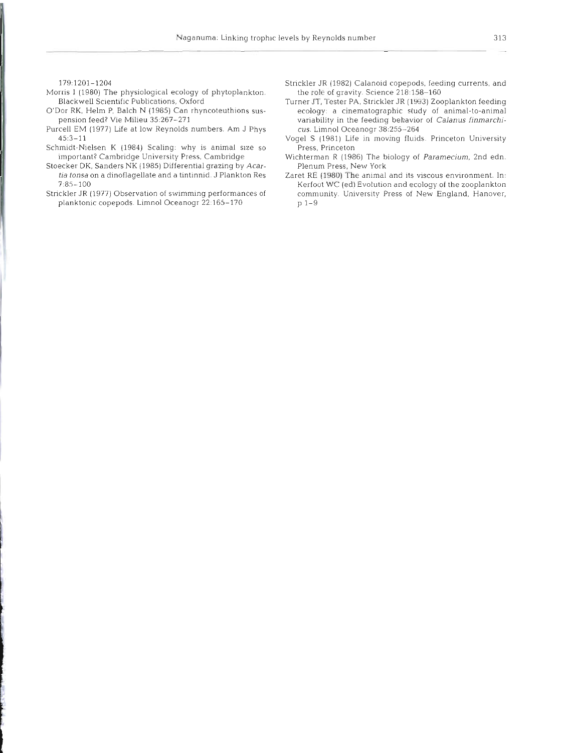179:1201–1204

Morris I (1980) The physiological ecology of phytoplankton. Blackwell Scientific Publications, Oxford

O'Dor RK, Helm P, Balch N (1985) Can rhyncoteuthions suspension feed? Vie Milieu 35:267–271

Purcell EM (1977) Life at low Reynolds numbers. Am J Phys 45:3–11

Schmidt-Nielsen K (1984) Scaling: why is animal size so important? Cambridge University Press, Cambridge

Stoecker DK, Sanders NK (1985) Differential grazing by *Acartia tonsa* on a dinoflagellate and a tintinnid. J Plankton Res 7:85–100

Strickler JR (1977) Observation of swimming performances of planktonic copepods. Limnol Oceanogr 22:165–170

Strickler JR (1982) Calanoid copepods, feeding currents, and the role of gravity. Science 218:158–160

Turner JT, Tester PA, Strickler JR (1993) Zooplankton feeding ecology: a cinematographic study of animal-to-animal variability in the feeding behavior of *Calanus finmarchicus*. Limnol Oceanogr 38:255–264

Vogel S (1981) Life in moving fluids. Princeton University Press, Princeton

Wichterman R (1986) The biology of *Paramecium*, 2nd edn. Plenum Press, New York

Zaret RE (1980) The animal and its viscous environment. In: Kerfoot WC (ed) Evolution and ecology of the zooplankton community. University Press of New England, Hanover, p 1–9